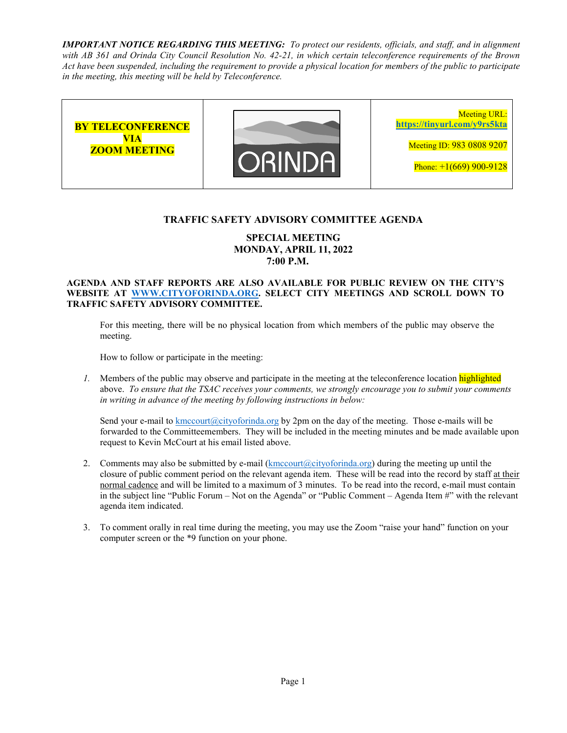***IMPORTANT NOTICE REGARDING THIS MEETING:*** *To protect our residents, officials, and staff, and in alignment with AB 361 and Orinda City Council Resolution No. 42-21, in which certain teleconference requirements of the Brown Act have been suspended, including the requirement to provide a physical location for members of the public to participate in the meeting, this meeting will be held by Teleconference.*

| **BY TELECONFERENCE VIA ZOOM MEETING** | ORINDA | Meeting URL: **https://tinyurl.com/y9rs5kta**<br><br>Meeting ID: 983 0808 9207<br><br>Phone: +1(669) 900-9128 |
|---|---|---|

## TRAFFIC SAFETY ADVISORY COMMITTEE AGENDA

### SPECIAL MEETING
### MONDAY, APRIL 11, 2022
### 7:00 P.M.

**AGENDA AND STAFF REPORTS ARE ALSO AVAILABLE FOR PUBLIC REVIEW ON THE CITY'S WEBSITE AT WWW.CITYOFORINDA.ORG. SELECT CITY MEETINGS AND SCROLL DOWN TO TRAFFIC SAFETY ADVISORY COMMITTEE.**

For this meeting, there will be no physical location from which members of the public may observe the meeting.

How to follow or participate in the meeting:

1. Members of the public may observe and participate in the meeting at the teleconference location highlighted above. *To ensure that the TSAC receives your comments, we strongly encourage you to submit your comments in writing in advance of the meeting by following instructions in below:*

   Send your e-mail to kmccourt@cityoforinda.org by 2pm on the day of the meeting. Those e-mails will be forwarded to the Committeemembers. They will be included in the meeting minutes and be made available upon request to Kevin McCourt at his email listed above.

2. Comments may also be submitted by e-mail (kmccourt@cityoforinda.org) during the meeting up until the closure of public comment period on the relevant agenda item. These will be read into the record by staff at their normal cadence and will be limited to a maximum of 3 minutes. To be read into the record, e-mail must contain in the subject line "Public Forum – Not on the Agenda" or "Public Comment – Agenda Item #" with the relevant agenda item indicated.

3. To comment orally in real time during the meeting, you may use the Zoom "raise your hand" function on your computer screen or the *9 function on your phone.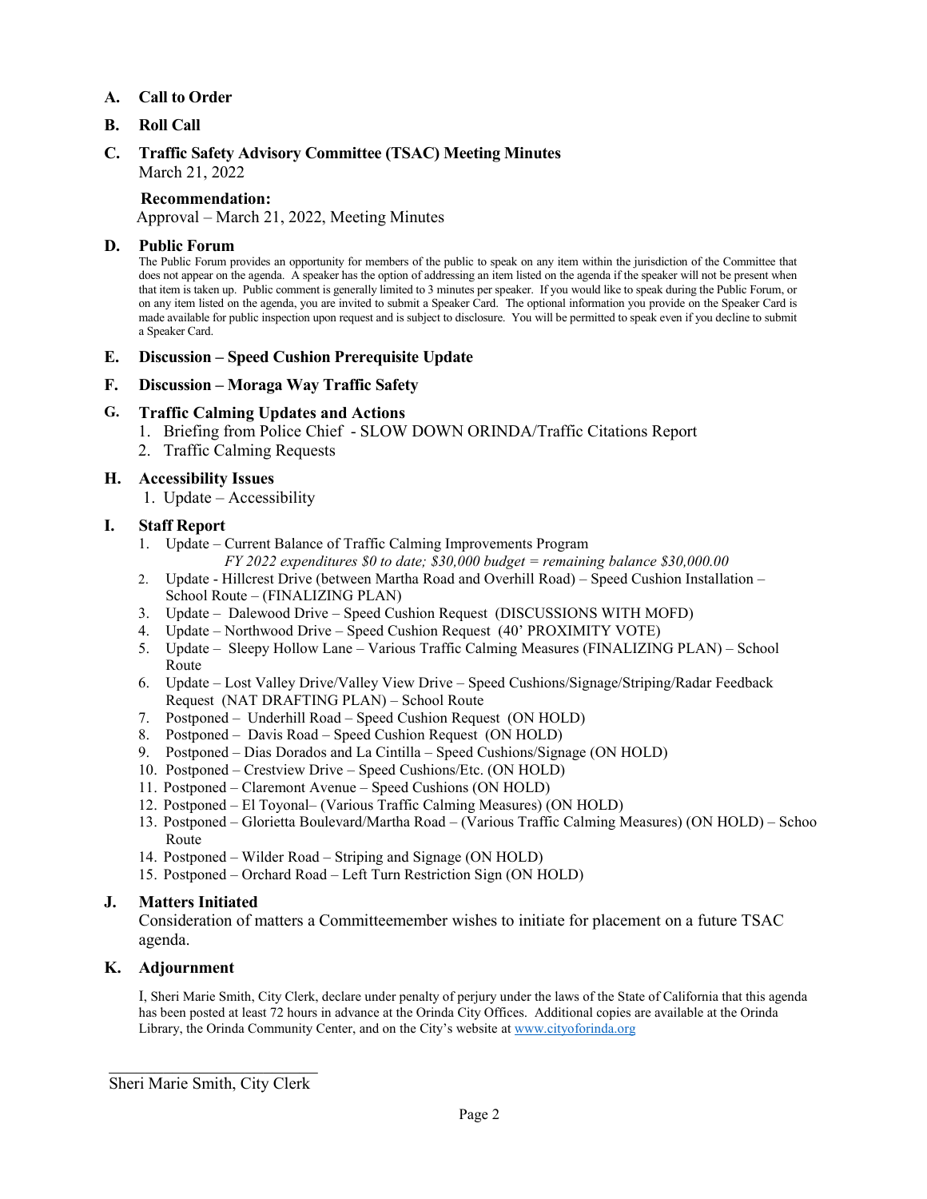## A. Call to Order

## B. Roll Call

## C. Traffic Safety Advisory Committee (TSAC) Meeting Minutes

March 21, 2022

**Recommendation:**

Approval – March 21, 2022, Meeting Minutes

## D. Public Forum

The Public Forum provides an opportunity for members of the public to speak on any item within the jurisdiction of the Committee that does not appear on the agenda. A speaker has the option of addressing an item listed on the agenda if the speaker will not be present when that item is taken up. Public comment is generally limited to 3 minutes per speaker. If you would like to speak during the Public Forum, or on any item listed on the agenda, you are invited to submit a Speaker Card. The optional information you provide on the Speaker Card is made available for public inspection upon request and is subject to disclosure. You will be permitted to speak even if you decline to submit a Speaker Card.

## E. Discussion – Speed Cushion Prerequisite Update

## F. Discussion – Moraga Way Traffic Safety

## G. Traffic Calming Updates and Actions

1. Briefing from Police Chief - SLOW DOWN ORINDA/Traffic Citations Report
2. Traffic Calming Requests

## H. Accessibility Issues

1. Update – Accessibility

## I. Staff Report

1. Update – Current Balance of Traffic Calming Improvements Program
   *FY 2022 expenditures $0 to date; $30,000 budget = remaining balance $30,000.00*
2. Update - Hillcrest Drive (between Martha Road and Overhill Road) – Speed Cushion Installation – School Route – (FINALIZING PLAN)
3. Update – Dalewood Drive – Speed Cushion Request (DISCUSSIONS WITH MOFD)
4. Update – Northwood Drive – Speed Cushion Request (40' PROXIMITY VOTE)
5. Update – Sleepy Hollow Lane – Various Traffic Calming Measures (FINALIZING PLAN) – School Route
6. Update – Lost Valley Drive/Valley View Drive – Speed Cushions/Signage/Striping/Radar Feedback Request (NAT DRAFTING PLAN) – School Route
7. Postponed – Underhill Road – Speed Cushion Request (ON HOLD)
8. Postponed – Davis Road – Speed Cushion Request (ON HOLD)
9. Postponed – Dias Dorados and La Cintilla – Speed Cushions/Signage (ON HOLD)
10. Postponed – Crestview Drive – Speed Cushions/Etc. (ON HOLD)
11. Postponed – Claremont Avenue – Speed Cushions (ON HOLD)
12. Postponed – El Toyonal– (Various Traffic Calming Measures) (ON HOLD)
13. Postponed – Glorietta Boulevard/Martha Road – (Various Traffic Calming Measures) (ON HOLD) – Schoo Route
14. Postponed – Wilder Road – Striping and Signage (ON HOLD)
15. Postponed – Orchard Road – Left Turn Restriction Sign (ON HOLD)

## J. Matters Initiated

Consideration of matters a Committeemember wishes to initiate for placement on a future TSAC agenda.

## K. Adjournment

I, Sheri Marie Smith, City Clerk, declare under penalty of perjury under the laws of the State of California that this agenda has been posted at least 72 hours in advance at the Orinda City Offices. Additional copies are available at the Orinda Library, the Orinda Community Center, and on the City's website at www.cityoforinda.org

\_\_\_\_\_\_\_\_\_\_\_\_\_\_\_\_\_\_\_\_\_\_\_\_\_\_\_\_

Sheri Marie Smith, City Clerk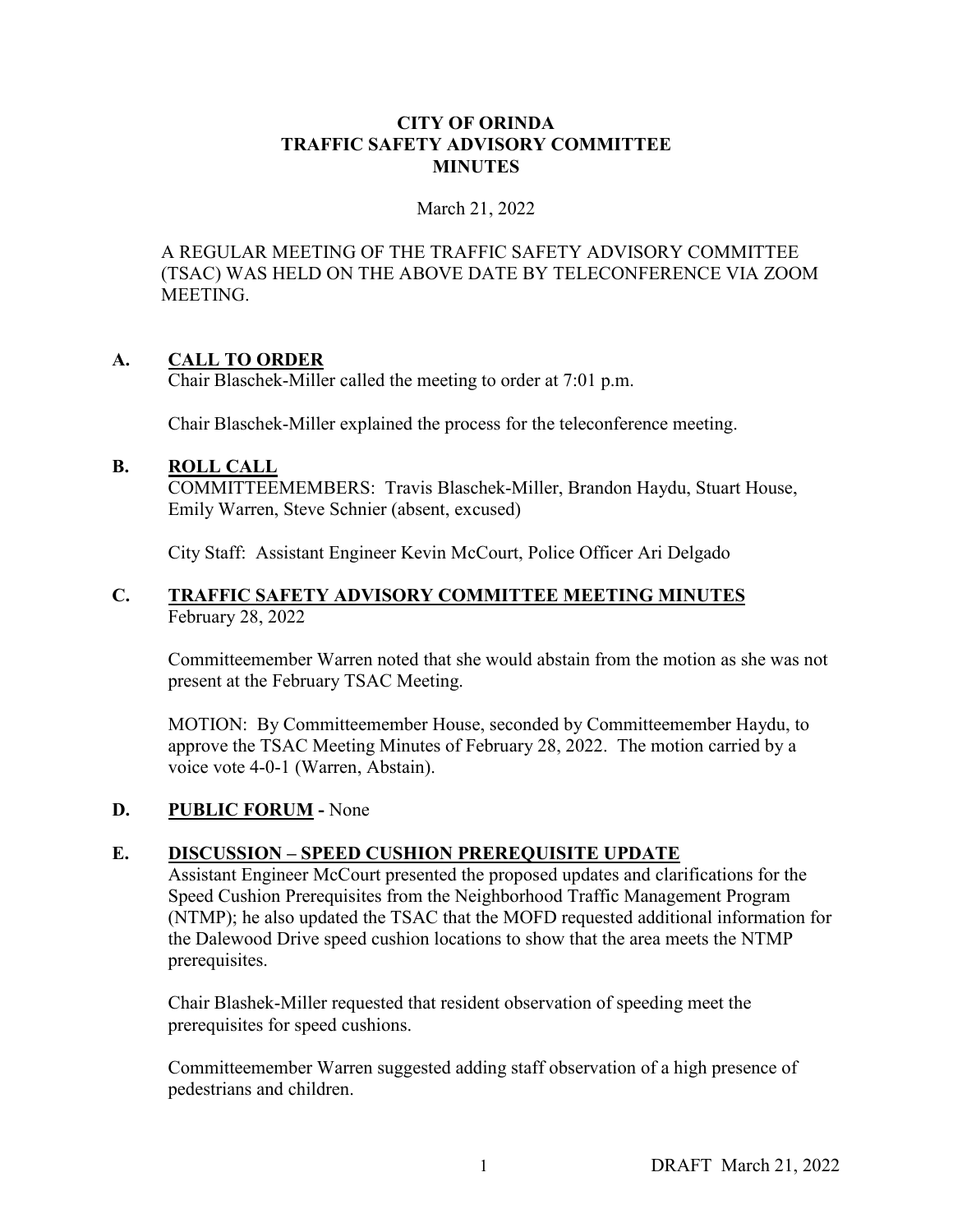**CITY OF ORINDA**
**TRAFFIC SAFETY ADVISORY COMMITTEE**
**MINUTES**

March 21, 2022

A REGULAR MEETING OF THE TRAFFIC SAFETY ADVISORY COMMITTEE (TSAC) WAS HELD ON THE ABOVE DATE BY TELECONFERENCE VIA ZOOM MEETING.

## A. CALL TO ORDER

Chair Blaschek-Miller called the meeting to order at 7:01 p.m.

Chair Blaschek-Miller explained the process for the teleconference meeting.

## B. ROLL CALL

COMMITTEEMEMBERS: Travis Blaschek-Miller, Brandon Haydu, Stuart House, Emily Warren, Steve Schnier (absent, excused)

City Staff: Assistant Engineer Kevin McCourt, Police Officer Ari Delgado

## C. TRAFFIC SAFETY ADVISORY COMMITTEE MEETING MINUTES

February 28, 2022

Committeemember Warren noted that she would abstain from the motion as she was not present at the February TSAC Meeting.

MOTION: By Committeemember House, seconded by Committeemember Haydu, to approve the TSAC Meeting Minutes of February 28, 2022. The motion carried by a voice vote 4-0-1 (Warren, Abstain).

## D. PUBLIC FORUM - None

## E. DISCUSSION – SPEED CUSHION PREREQUISITE UPDATE

Assistant Engineer McCourt presented the proposed updates and clarifications for the Speed Cushion Prerequisites from the Neighborhood Traffic Management Program (NTMP); he also updated the TSAC that the MOFD requested additional information for the Dalewood Drive speed cushion locations to show that the area meets the NTMP prerequisites.

Chair Blashek-Miller requested that resident observation of speeding meet the prerequisites for speed cushions.

Committeemember Warren suggested adding staff observation of a high presence of pedestrians and children.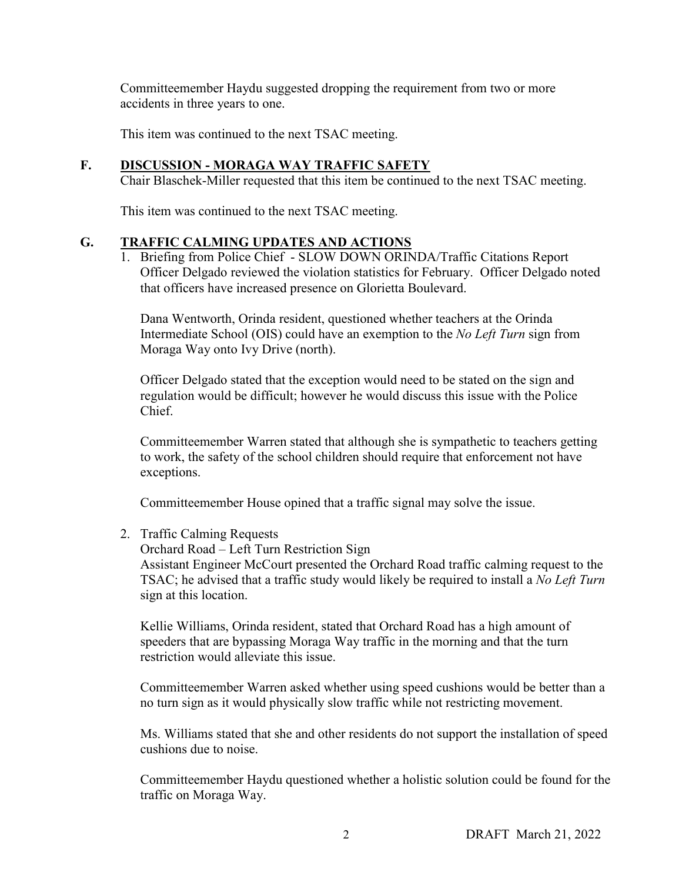Committeemember Haydu suggested dropping the requirement from two or more accidents in three years to one.

This item was continued to the next TSAC meeting.

## F. DISCUSSION - MORAGA WAY TRAFFIC SAFETY

Chair Blaschek-Miller requested that this item be continued to the next TSAC meeting.

This item was continued to the next TSAC meeting.

## G. TRAFFIC CALMING UPDATES AND ACTIONS

1. Briefing from Police Chief - SLOW DOWN ORINDA/Traffic Citations Report
   Officer Delgado reviewed the violation statistics for February. Officer Delgado noted that officers have increased presence on Glorietta Boulevard.

   Dana Wentworth, Orinda resident, questioned whether teachers at the Orinda Intermediate School (OIS) could have an exemption to the *No Left Turn* sign from Moraga Way onto Ivy Drive (north).

   Officer Delgado stated that the exception would need to be stated on the sign and regulation would be difficult; however he would discuss this issue with the Police Chief.

   Committeemember Warren stated that although she is sympathetic to teachers getting to work, the safety of the school children should require that enforcement not have exceptions.

   Committeemember House opined that a traffic signal may solve the issue.

2. Traffic Calming Requests
   Orchard Road – Left Turn Restriction Sign
   Assistant Engineer McCourt presented the Orchard Road traffic calming request to the TSAC; he advised that a traffic study would likely be required to install a *No Left Turn* sign at this location.

   Kellie Williams, Orinda resident, stated that Orchard Road has a high amount of speeders that are bypassing Moraga Way traffic in the morning and that the turn restriction would alleviate this issue.

   Committeemember Warren asked whether using speed cushions would be better than a no turn sign as it would physically slow traffic while not restricting movement.

   Ms. Williams stated that she and other residents do not support the installation of speed cushions due to noise.

   Committeemember Haydu questioned whether a holistic solution could be found for the traffic on Moraga Way.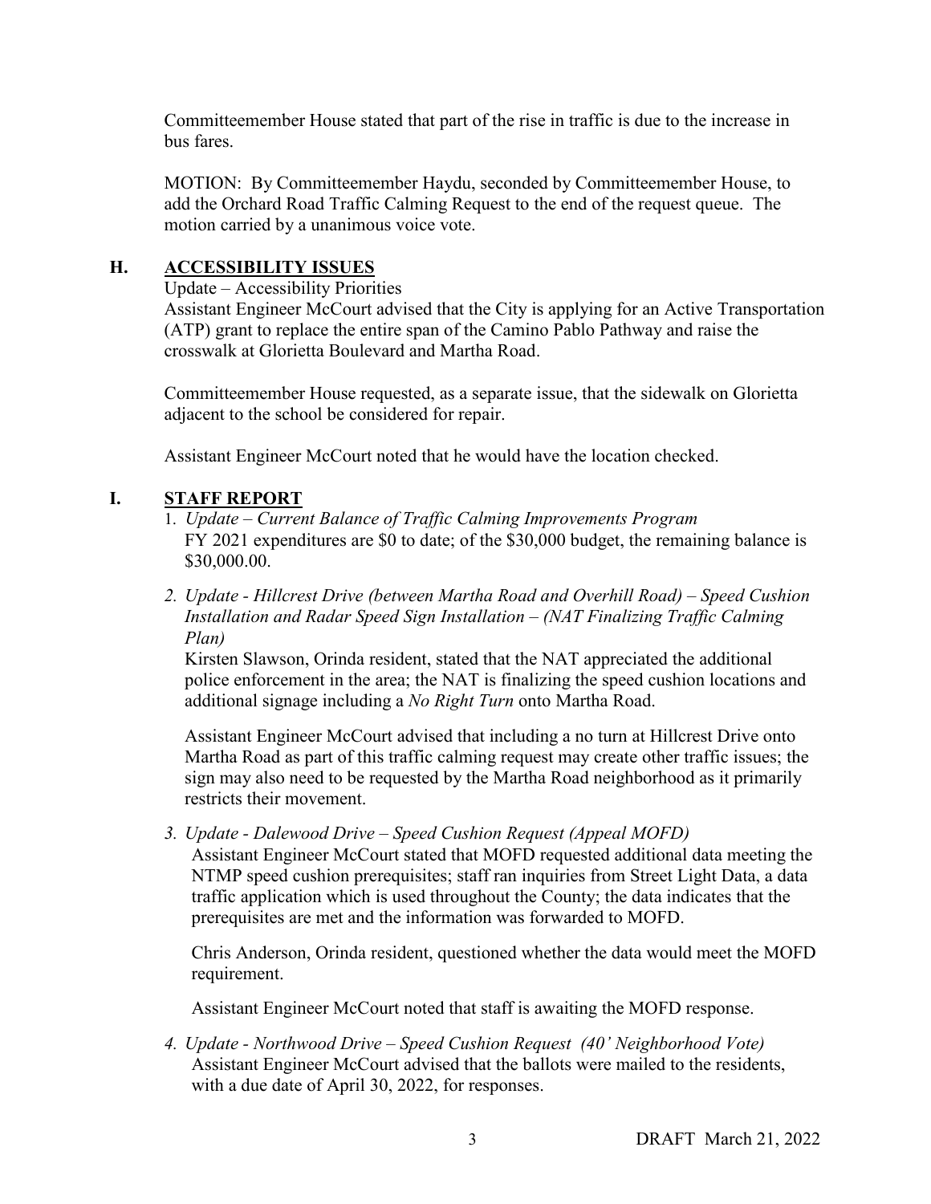Committeemember House stated that part of the rise in traffic is due to the increase in bus fares.

MOTION: By Committeemember Haydu, seconded by Committeemember House, to add the Orchard Road Traffic Calming Request to the end of the request queue. The motion carried by a unanimous voice vote.

## H. ACCESSIBILITY ISSUES

Update – Accessibility Priorities

Assistant Engineer McCourt advised that the City is applying for an Active Transportation (ATP) grant to replace the entire span of the Camino Pablo Pathway and raise the crosswalk at Glorietta Boulevard and Martha Road.

Committeemember House requested, as a separate issue, that the sidewalk on Glorietta adjacent to the school be considered for repair.

Assistant Engineer McCourt noted that he would have the location checked.

## I. STAFF REPORT

1. *Update – Current Balance of Traffic Calming Improvements Program*
   FY 2021 expenditures are $0 to date; of the $30,000 budget, the remaining balance is $30,000.00.

2. *Update - Hillcrest Drive (between Martha Road and Overhill Road) – Speed Cushion Installation and Radar Speed Sign Installation – (NAT Finalizing Traffic Calming Plan)*
   Kirsten Slawson, Orinda resident, stated that the NAT appreciated the additional police enforcement in the area; the NAT is finalizing the speed cushion locations and additional signage including a *No Right Turn* onto Martha Road.

   Assistant Engineer McCourt advised that including a no turn at Hillcrest Drive onto Martha Road as part of this traffic calming request may create other traffic issues; the sign may also need to be requested by the Martha Road neighborhood as it primarily restricts their movement.

3. *Update - Dalewood Drive – Speed Cushion Request (Appeal MOFD)*
   Assistant Engineer McCourt stated that MOFD requested additional data meeting the NTMP speed cushion prerequisites; staff ran inquiries from Street Light Data, a data traffic application which is used throughout the County; the data indicates that the prerequisites are met and the information was forwarded to MOFD.

   Chris Anderson, Orinda resident, questioned whether the data would meet the MOFD requirement.

   Assistant Engineer McCourt noted that staff is awaiting the MOFD response.

4. *Update - Northwood Drive – Speed Cushion Request (40' Neighborhood Vote)*
   Assistant Engineer McCourt advised that the ballots were mailed to the residents, with a due date of April 30, 2022, for responses.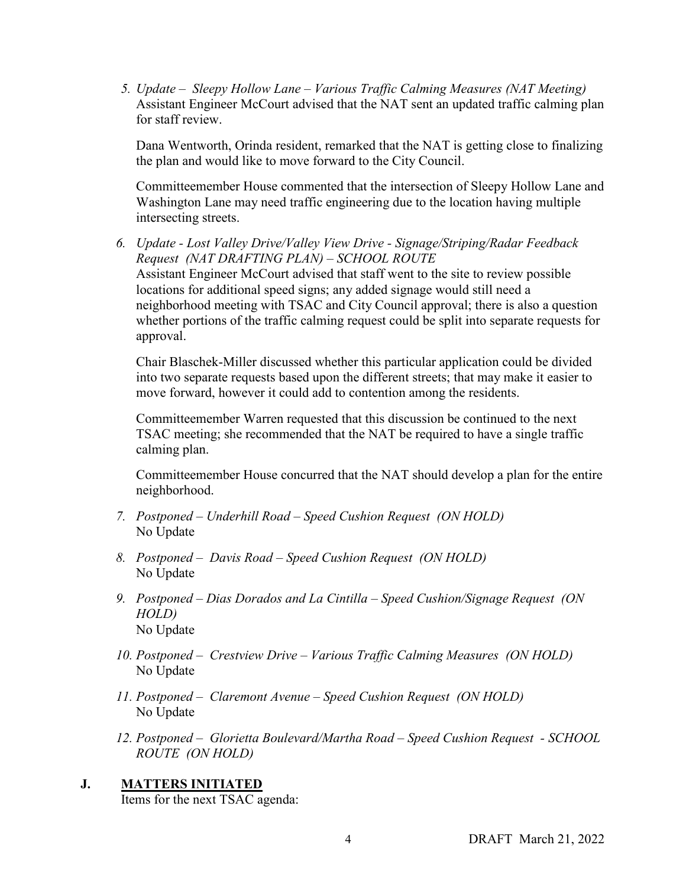5. *Update – Sleepy Hollow Lane – Various Traffic Calming Measures (NAT Meeting)*
   Assistant Engineer McCourt advised that the NAT sent an updated traffic calming plan for staff review.

   Dana Wentworth, Orinda resident, remarked that the NAT is getting close to finalizing the plan and would like to move forward to the City Council.

   Committeemember House commented that the intersection of Sleepy Hollow Lane and Washington Lane may need traffic engineering due to the location having multiple intersecting streets.

6. *Update - Lost Valley Drive/Valley View Drive - Signage/Striping/Radar Feedback Request (NAT DRAFTING PLAN) – SCHOOL ROUTE*
   Assistant Engineer McCourt advised that staff went to the site to review possible locations for additional speed signs; any added signage would still need a neighborhood meeting with TSAC and City Council approval; there is also a question whether portions of the traffic calming request could be split into separate requests for approval.

   Chair Blaschek-Miller discussed whether this particular application could be divided into two separate requests based upon the different streets; that may make it easier to move forward, however it could add to contention among the residents.

   Committeemember Warren requested that this discussion be continued to the next TSAC meeting; she recommended that the NAT be required to have a single traffic calming plan.

   Committeemember House concurred that the NAT should develop a plan for the entire neighborhood.

7. *Postponed – Underhill Road – Speed Cushion Request (ON HOLD)*
   No Update

8. *Postponed – Davis Road – Speed Cushion Request (ON HOLD)*
   No Update

9. *Postponed – Dias Dorados and La Cintilla – Speed Cushion/Signage Request (ON HOLD)*
   No Update

10. *Postponed – Crestview Drive – Various Traffic Calming Measures (ON HOLD)*
    No Update

11. *Postponed – Claremont Avenue – Speed Cushion Request (ON HOLD)*
    No Update

12. *Postponed – Glorietta Boulevard/Martha Road – Speed Cushion Request - SCHOOL ROUTE (ON HOLD)*

## J. **MATTERS INITIATED**

Items for the next TSAC agenda: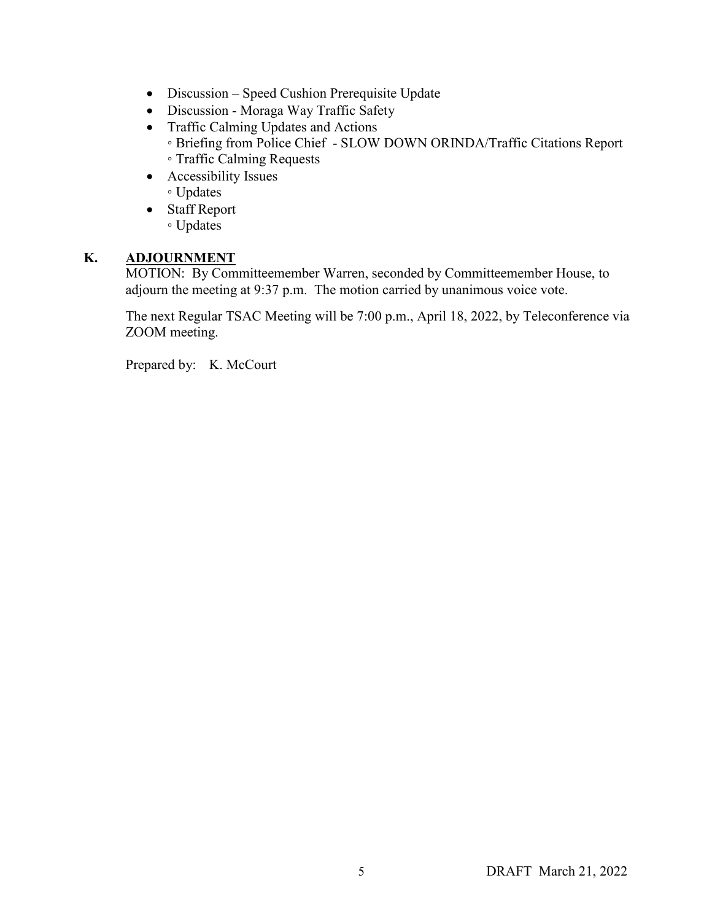- Discussion – Speed Cushion Prerequisite Update
- Discussion - Moraga Way Traffic Safety
- Traffic Calming Updates and Actions
  - Briefing from Police Chief - SLOW DOWN ORINDA/Traffic Citations Report
  - Traffic Calming Requests
- Accessibility Issues
  - Updates
- Staff Report
  - Updates

**K. <u>ADJOURNMENT</u>**

MOTION: By Committeemember Warren, seconded by Committeemember House, to adjourn the meeting at 9:37 p.m. The motion carried by unanimous voice vote.

The next Regular TSAC Meeting will be 7:00 p.m., April 18, 2022, by Teleconference via ZOOM meeting.

Prepared by: K. McCourt

DRAFT March 21, 2022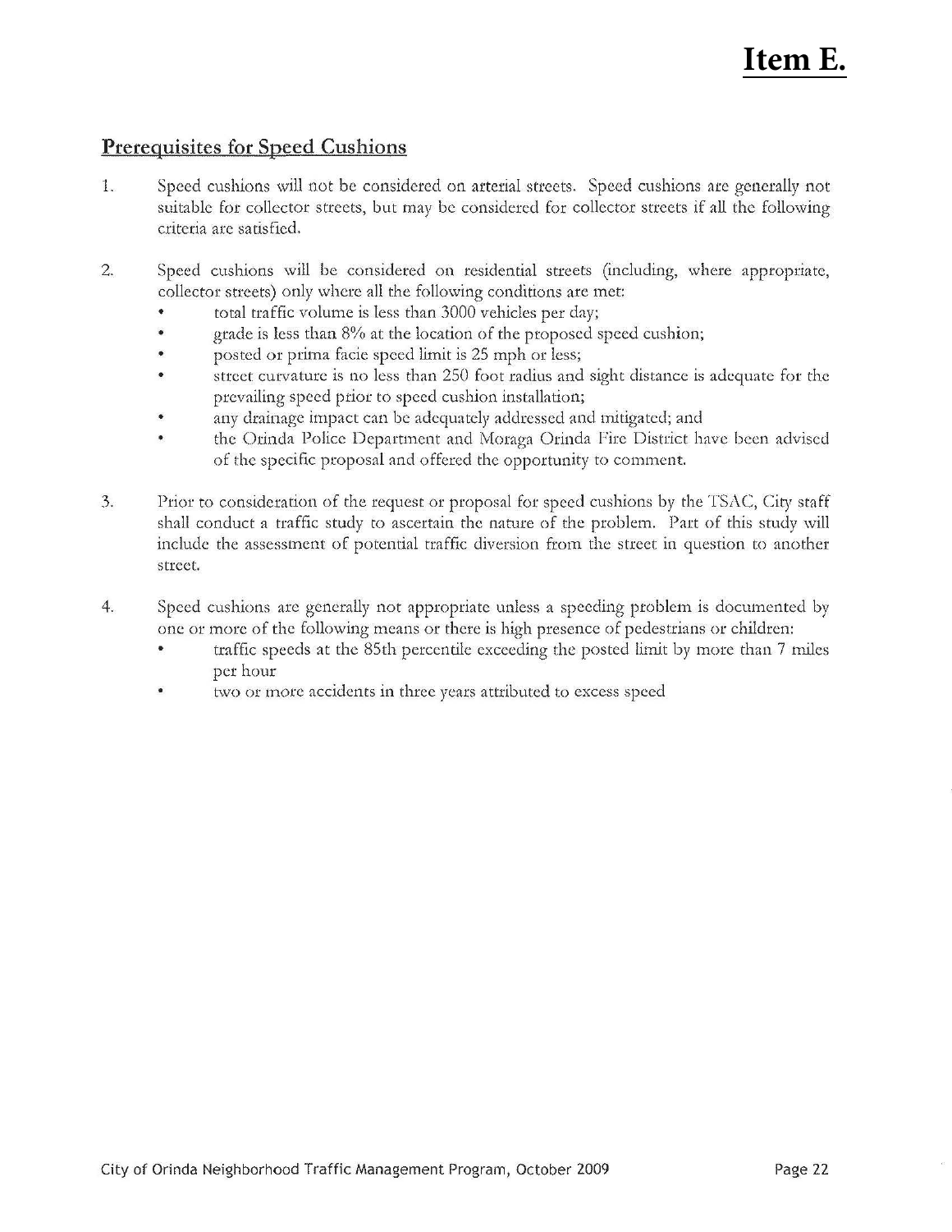## Prerequisites for Speed Cushions

1. Speed cushions will not be considered on arterial streets. Speed cushions are generally not suitable for collector streets, but may be considered for collector streets if all the following criteria are satisfied.

2. Speed cushions will be considered on residential streets (including, where appropriate, collector streets) only where all the following conditions are met:
   - total traffic volume is less than 3000 vehicles per day;
   - grade is less than 8% at the location of the proposed speed cushion;
   - posted or prima facie speed limit is 25 mph or less;
   - street curvature is no less than 250 foot radius and sight distance is adequate for the prevailing speed prior to speed cushion installation;
   - any drainage impact can be adequately addressed and mitigated; and
   - the Orinda Police Department and Moraga Orinda Fire District have been advised of the specific proposal and offered the opportunity to comment.

3. Prior to consideration of the request or proposal for speed cushions by the TSAC, City staff shall conduct a traffic study to ascertain the nature of the problem. Part of this study will include the assessment of potential traffic diversion from the street in question to another street.

4. Speed cushions are generally not appropriate unless a speeding problem is documented by one or more of the following means or there is high presence of pedestrians or children:
   - traffic speeds at the 85th percentile exceeding the posted limit by more than 7 miles per hour
   - two or more accidents in three years attributed to excess speed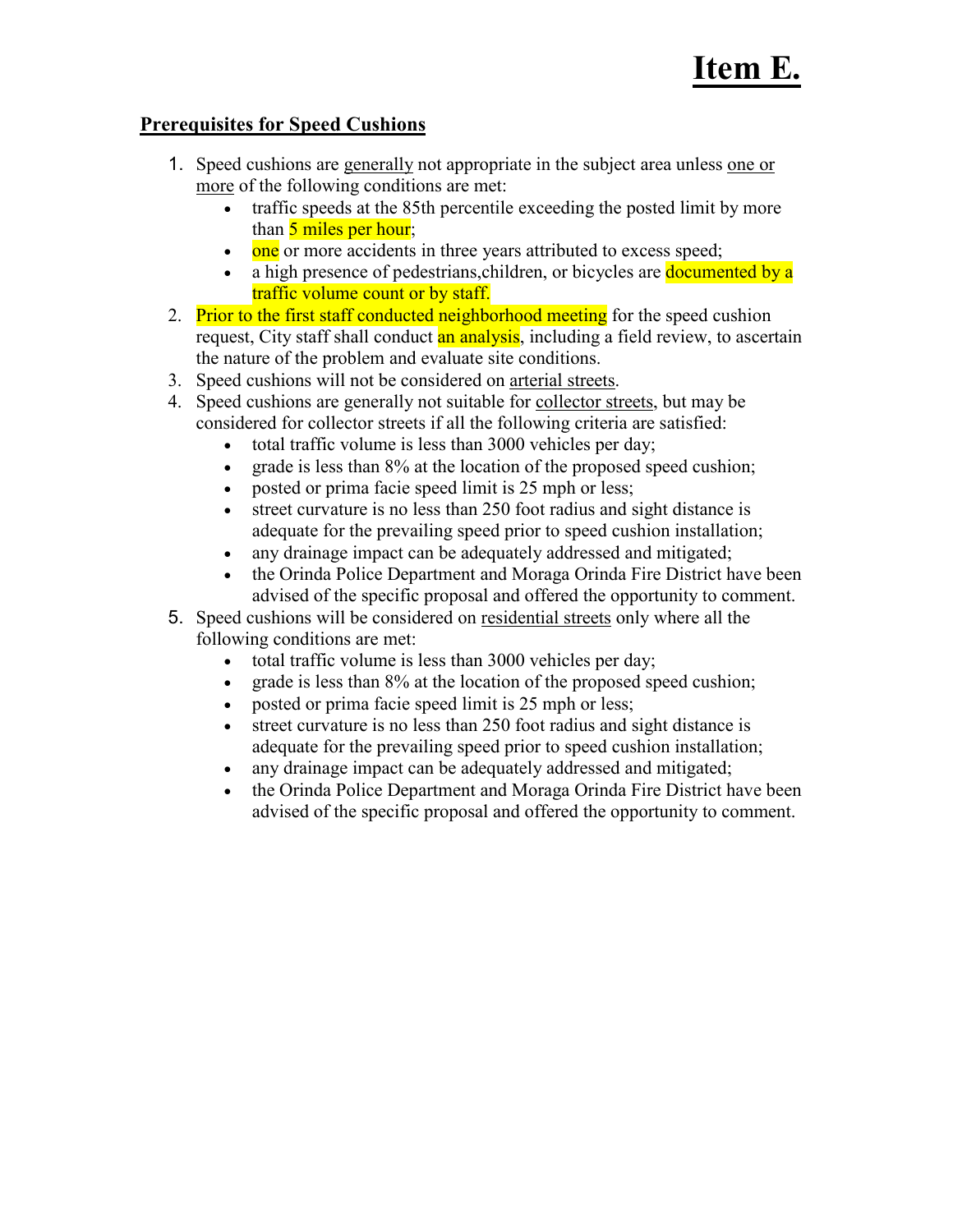# Item E.

## Prerequisites for Speed Cushions

1. Speed cushions are generally not appropriate in the subject area unless one or more of the following conditions are met:
   - traffic speeds at the 85th percentile exceeding the posted limit by more than 5 miles per hour;
   - one or more accidents in three years attributed to excess speed;
   - a high presence of pedestrians,children, or bicycles are documented by a traffic volume count or by staff.
2. Prior to the first staff conducted neighborhood meeting for the speed cushion request, City staff shall conduct an analysis, including a field review, to ascertain the nature of the problem and evaluate site conditions.
3. Speed cushions will not be considered on arterial streets.
4. Speed cushions are generally not suitable for collector streets, but may be considered for collector streets if all the following criteria are satisfied:
   - total traffic volume is less than 3000 vehicles per day;
   - grade is less than 8% at the location of the proposed speed cushion;
   - posted or prima facie speed limit is 25 mph or less;
   - street curvature is no less than 250 foot radius and sight distance is adequate for the prevailing speed prior to speed cushion installation;
   - any drainage impact can be adequately addressed and mitigated;
   - the Orinda Police Department and Moraga Orinda Fire District have been advised of the specific proposal and offered the opportunity to comment.
5. Speed cushions will be considered on residential streets only where all the following conditions are met:
   - total traffic volume is less than 3000 vehicles per day;
   - grade is less than 8% at the location of the proposed speed cushion;
   - posted or prima facie speed limit is 25 mph or less;
   - street curvature is no less than 250 foot radius and sight distance is adequate for the prevailing speed prior to speed cushion installation;
   - any drainage impact can be adequately addressed and mitigated;
   - the Orinda Police Department and Moraga Orinda Fire District have been advised of the specific proposal and offered the opportunity to comment.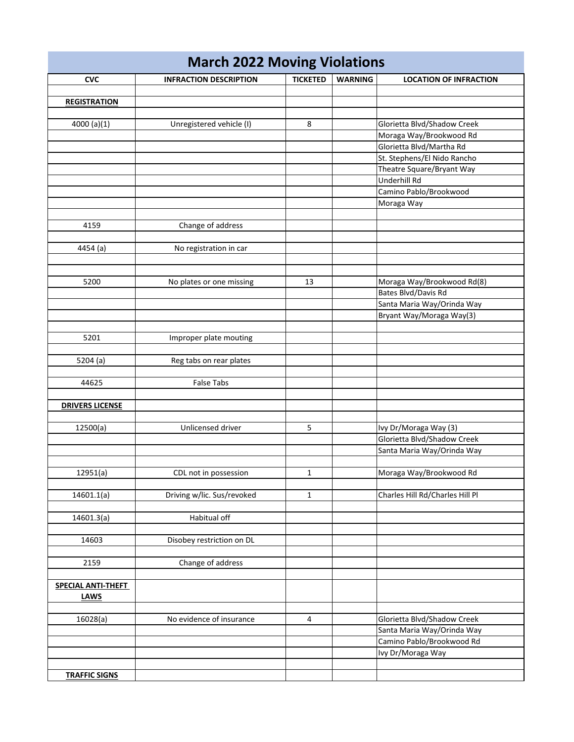# March 2022 Moving Violations

| CVC | INFRACTION DESCRIPTION | TICKETED | WARNING | LOCATION OF INFRACTION |
|---|---|---|---|---|
| | | | | |
| **REGISTRATION** | | | | |
| | | | | |
| 4000 (a)(1) | Unregistered vehicle (I) | 8 | | Glorietta Blvd/Shadow Creek |
| | | | | Moraga Way/Brookwood Rd |
| | | | | Glorietta Blvd/Martha Rd |
| | | | | St. Stephens/El Nido Rancho |
| | | | | Theatre Square/Bryant Way |
| | | | | Underhill Rd |
| | | | | Camino Pablo/Brookwood |
| | | | | Moraga Way |
| | | | | |
| 4159 | Change of address | | | |
| | | | | |
| 4454 (a) | No registration in car | | | |
| | | | | |
| | | | | |
| 5200 | No plates or one missing | 13 | | Moraga Way/Brookwood Rd(8) |
| | | | | Bates Blvd/Davis Rd |
| | | | | Santa Maria Way/Orinda Way |
| | | | | Bryant Way/Moraga Way(3) |
| | | | | |
| 5201 | Improper plate mouting | | | |
| | | | | |
| 5204 (a) | Reg tabs on rear plates | | | |
| | | | | |
| 44625 | False Tabs | | | |
| | | | | |
| **DRIVERS LICENSE** | | | | |
| | | | | |
| 12500(a) | Unlicensed driver | 5 | | Ivy Dr/Moraga Way (3) |
| | | | | Glorietta Blvd/Shadow Creek |
| | | | | Santa Maria Way/Orinda Way |
| | | | | |
| 12951(a) | CDL not in possession | 1 | | Moraga Way/Brookwood Rd |
| | | | | |
| 14601.1(a) | Driving w/lic. Sus/revoked | 1 | | Charles Hill Rd/Charles Hill Pl |
| | | | | |
| 14601.3(a) | Habitual off | | | |
| | | | | |
| 14603 | Disobey restriction on DL | | | |
| | | | | |
| 2159 | Change of address | | | |
| | | | | |
| **SPECIAL ANTI-THEFT LAWS** | | | | |
| | | | | |
| 16028(a) | No evidence of insurance | 4 | | Glorietta Blvd/Shadow Creek |
| | | | | Santa Maria Way/Orinda Way |
| | | | | Camino Pablo/Brookwood Rd |
| | | | | Ivy Dr/Moraga Way |
| | | | | |
| **TRAFFIC SIGNS** | | | | |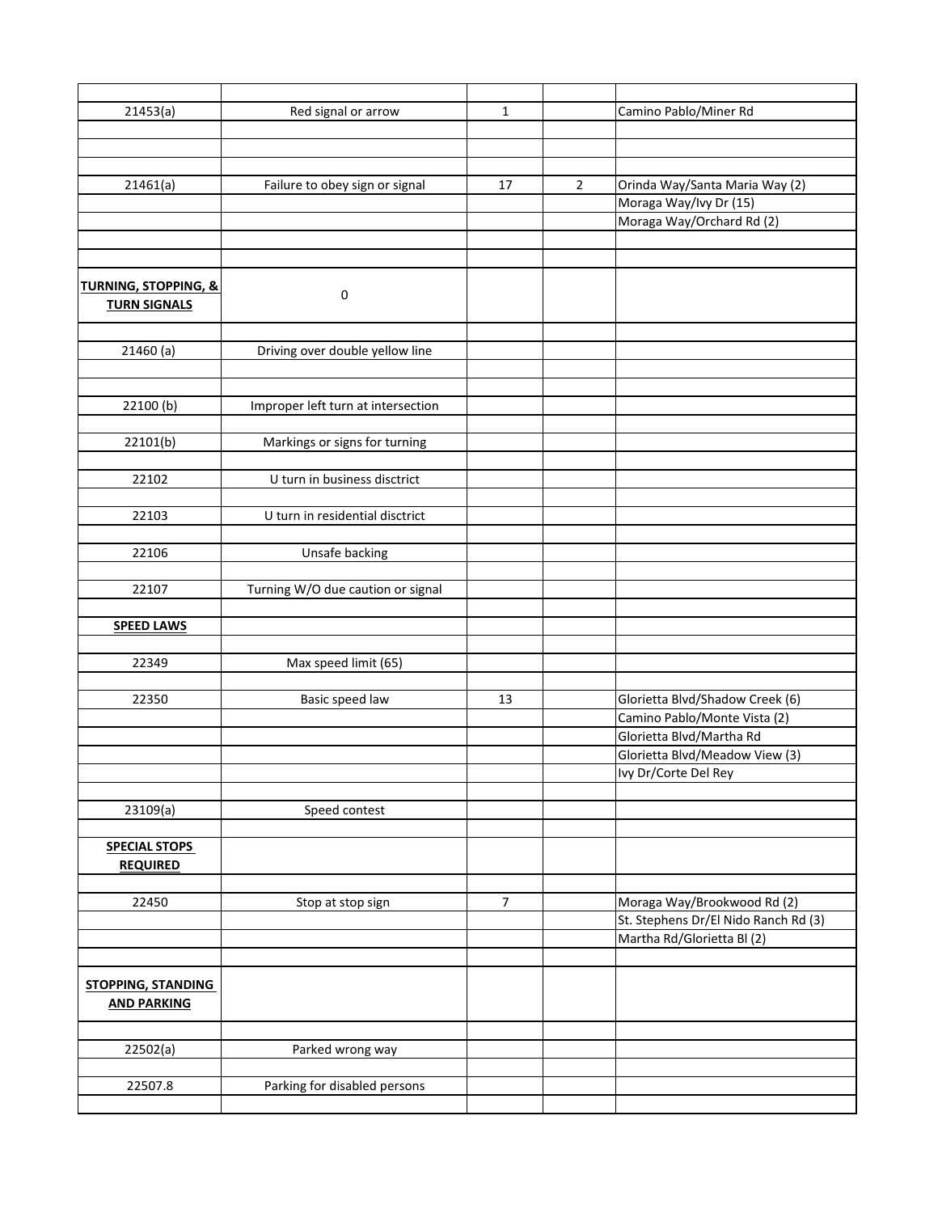| | | | | |
|---|---|---|---|---|
| 21453(a) | Red signal or arrow | 1 | | Camino Pablo/Miner Rd |
| | | | | |
| | | | | |
| | | | | |
| 21461(a) | Failure to obey sign or signal | 17 | 2 | Orinda Way/Santa Maria Way (2) |
| | | | | Moraga Way/Ivy Dr (15) |
| | | | | Moraga Way/Orchard Rd (2) |
| | | | | |
| | | | | |
| **TURNING, STOPPING, & TURN SIGNALS** | 0 | | | |
| | | | | |
| 21460 (a) | Driving over double yellow line | | | |
| | | | | |
| | | | | |
| 22100 (b) | Improper left turn at intersection | | | |
| | | | | |
| 22101(b) | Markings or signs for turning | | | |
| | | | | |
| 22102 | U turn in business disctrict | | | |
| | | | | |
| 22103 | U turn in residential disctrict | | | |
| | | | | |
| 22106 | Unsafe backing | | | |
| | | | | |
| 22107 | Turning W/O due caution or signal | | | |
| | | | | |
| **SPEED LAWS** | | | | |
| | | | | |
| 22349 | Max speed limit (65) | | | |
| | | | | |
| 22350 | Basic speed law | 13 | | Glorietta Blvd/Shadow Creek (6) |
| | | | | Camino Pablo/Monte Vista (2) |
| | | | | Glorietta Blvd/Martha Rd |
| | | | | Glorietta Blvd/Meadow View (3) |
| | | | | Ivy Dr/Corte Del Rey |
| | | | | |
| 23109(a) | Speed contest | | | |
| | | | | |
| **SPECIAL STOPS REQUIRED** | | | | |
| | | | | |
| 22450 | Stop at stop sign | 7 | | Moraga Way/Brookwood Rd (2) |
| | | | | St. Stephens Dr/El Nido Ranch Rd (3) |
| | | | | Martha Rd/Glorietta Bl (2) |
| | | | | |
| **STOPPING, STANDING AND PARKING** | | | | |
| | | | | |
| 22502(a) | Parked wrong way | | | |
| | | | | |
| 22507.8 | Parking for disabled persons | | | |
| | | | | |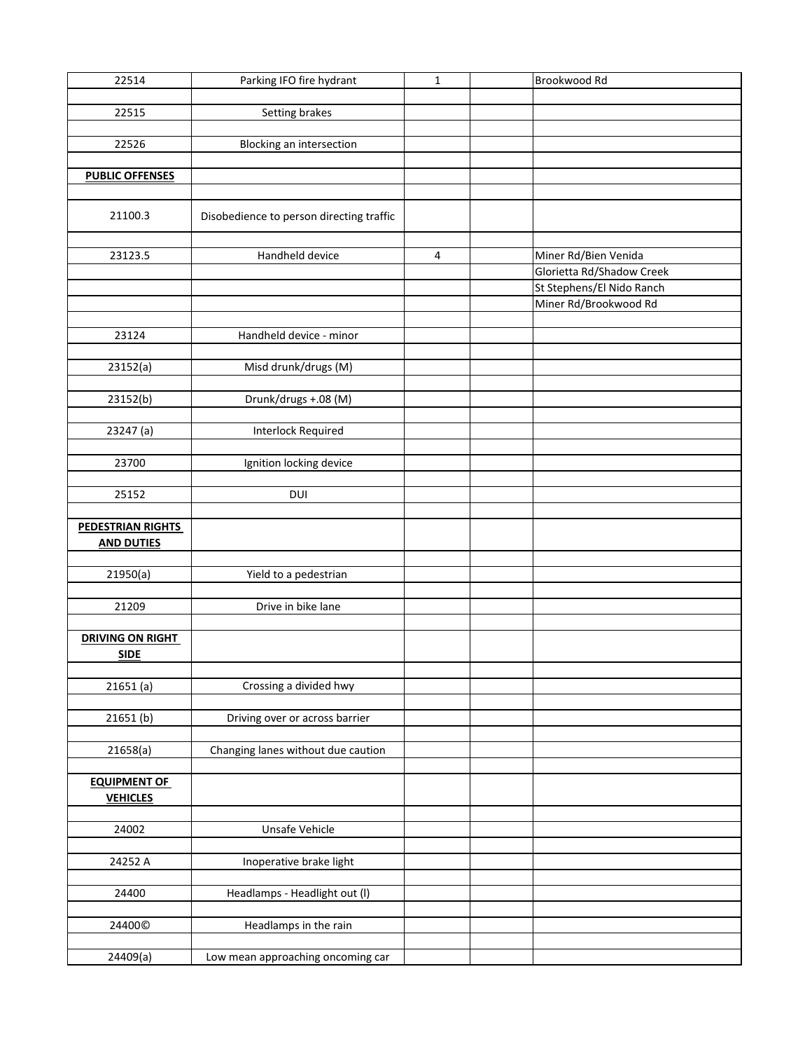| 22514 | Parking IFO fire hydrant | 1 | | Brookwood Rd |
|---|---|---|---|---|
| | | | | |
| 22515 | Setting brakes | | | |
| | | | | |
| 22526 | Blocking an intersection | | | |
| | | | | |
| **PUBLIC OFFENSES** | | | | |
| | | | | |
| 21100.3 | Disobedience to person directing traffic | | | |
| | | | | |
| 23123.5 | Handheld device | 4 | | Miner Rd/Bien Venida |
| | | | | Glorietta Rd/Shadow Creek |
| | | | | St Stephens/El Nido Ranch |
| | | | | Miner Rd/Brookwood Rd |
| | | | | |
| 23124 | Handheld device - minor | | | |
| | | | | |
| 23152(a) | Misd drunk/drugs (M) | | | |
| | | | | |
| 23152(b) | Drunk/drugs +.08 (M) | | | |
| | | | | |
| 23247 (a) | Interlock Required | | | |
| | | | | |
| 23700 | Ignition locking device | | | |
| | | | | |
| 25152 | DUI | | | |
| | | | | |
| **PEDESTRIAN RIGHTS AND DUTIES** | | | | |
| | | | | |
| 21950(a) | Yield to a pedestrian | | | |
| | | | | |
| 21209 | Drive in bike lane | | | |
| | | | | |
| **DRIVING ON RIGHT SIDE** | | | | |
| | | | | |
| 21651 (a) | Crossing a divided hwy | | | |
| | | | | |
| 21651 (b) | Driving over or across barrier | | | |
| | | | | |
| 21658(a) | Changing lanes without due caution | | | |
| | | | | |
| **EQUIPMENT OF VEHICLES** | | | | |
| | | | | |
| 24002 | Unsafe Vehicle | | | |
| | | | | |
| 24252 A | Inoperative brake light | | | |
| | | | | |
| 24400 | Headlamps - Headlight out (l) | | | |
| | | | | |
| 24400© | Headlamps in the rain | | | |
| | | | | |
| 24409(a) | Low mean approaching oncoming car | | | |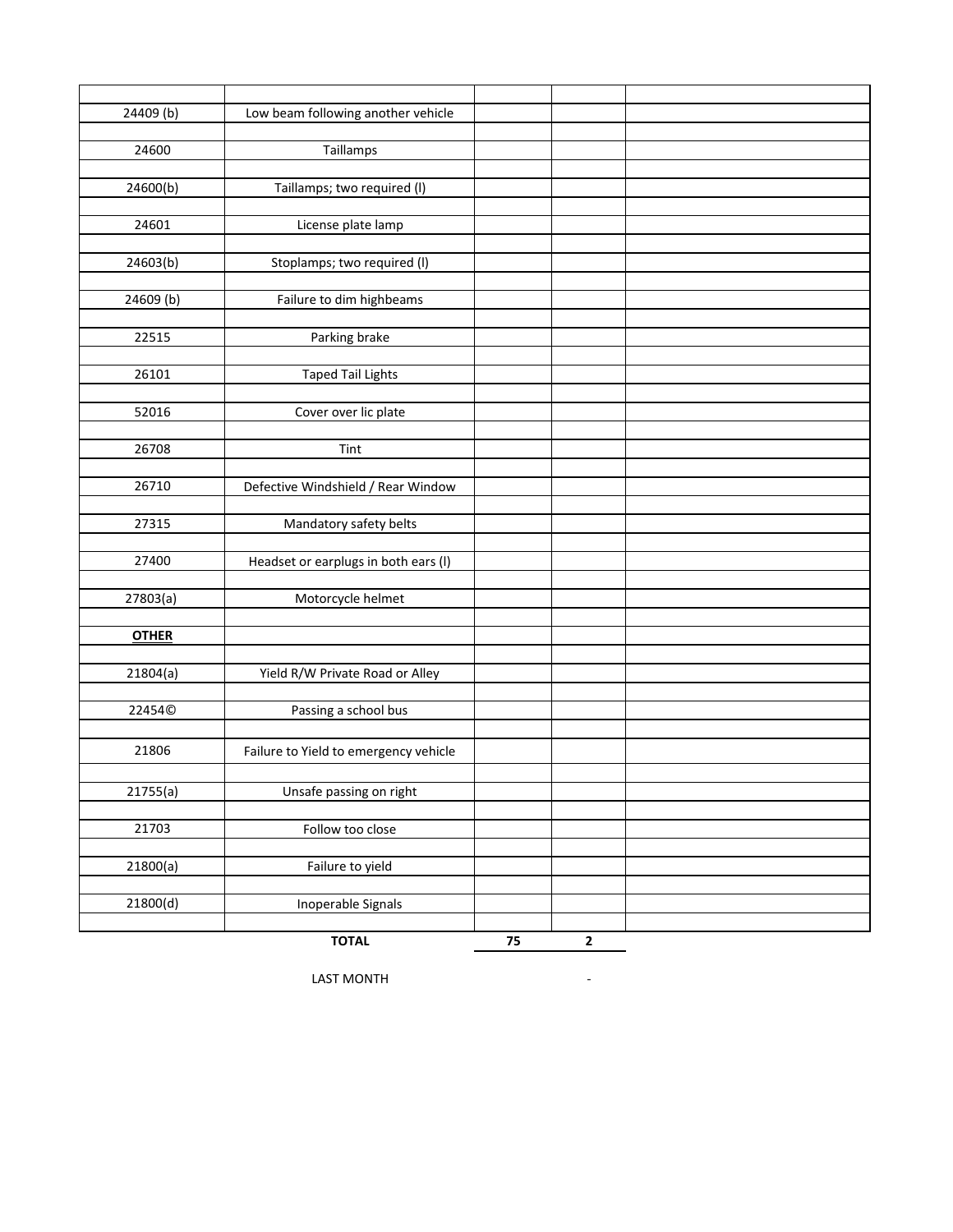| | | | | |
|---|---|---|---|---|
| 24409 (b) | Low beam following another vehicle | | | |
| 24600 | Taillamps | | | |
| 24600(b) | Taillamps; two required (l) | | | |
| 24601 | License plate lamp | | | |
| 24603(b) | Stoplamps; two required (l) | | | |
| 24609 (b) | Failure to dim highbeams | | | |
| 22515 | Parking brake | | | |
| 26101 | Taped Tail Lights | | | |
| 52016 | Cover over lic plate | | | |
| 26708 | Tint | | | |
| 26710 | Defective Windshield / Rear Window | | | |
| 27315 | Mandatory safety belts | | | |
| 27400 | Headset or earplugs in both ears (l) | | | |
| 27803(a) | Motorcycle helmet | | | |
| **OTHER** | | | | |
| 21804(a) | Yield R/W Private Road or Alley | | | |
| 22454© | Passing a school bus | | | |
| 21806 | Failure to Yield to emergency vehicle | | | |
| 21755(a) | Unsafe passing on right | | | |
| 21703 | Follow too close | | | |
| 21800(a) | Failure to yield | | | |
| 21800(d) | Inoperable Signals | | | |
| | **TOTAL** | **75** | **2** | |
| | LAST MONTH | | - | |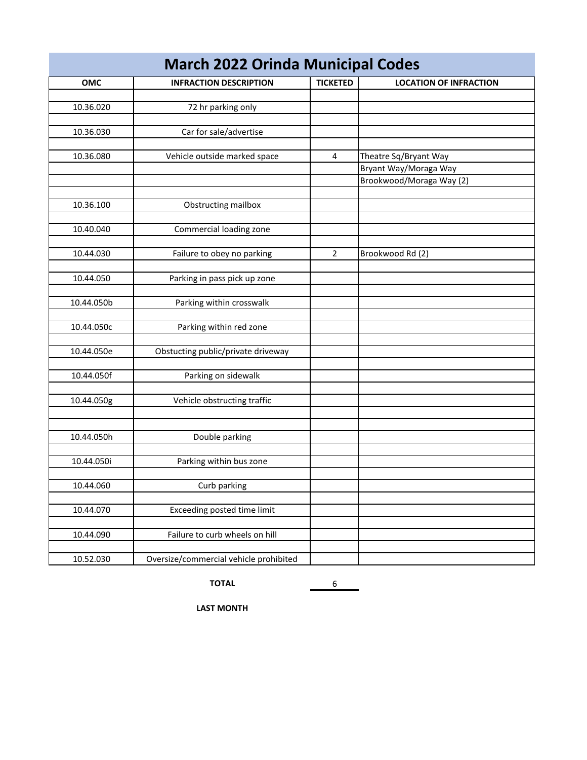# March 2022 Orinda Municipal Codes

| OMC | INFRACTION DESCRIPTION | TICKETED | LOCATION OF INFRACTION |
|---|---|---|---|
| | | | |
| 10.36.020 | 72 hr parking only | | |
| | | | |
| 10.36.030 | Car for sale/advertise | | |
| | | | |
| 10.36.080 | Vehicle outside marked space | 4 | Theatre Sq/Bryant Way |
| | | | Bryant Way/Moraga Way |
| | | | Brookwood/Moraga Way (2) |
| | | | |
| 10.36.100 | Obstructing mailbox | | |
| | | | |
| 10.40.040 | Commercial loading zone | | |
| | | | |
| 10.44.030 | Failure to obey no parking | 2 | Brookwood Rd (2) |
| | | | |
| 10.44.050 | Parking in pass pick up zone | | |
| | | | |
| 10.44.050b | Parking within crosswalk | | |
| | | | |
| 10.44.050c | Parking within red zone | | |
| | | | |
| 10.44.050e | Obstucting public/private driveway | | |
| | | | |
| 10.44.050f | Parking on sidewalk | | |
| | | | |
| 10.44.050g | Vehicle obstructing traffic | | |
| | | | |
| | | | |
| 10.44.050h | Double parking | | |
| | | | |
| 10.44.050i | Parking within bus zone | | |
| | | | |
| 10.44.060 | Curb parking | | |
| | | | |
| 10.44.070 | Exceeding posted time limit | | |
| | | | |
| 10.44.090 | Failure to curb wheels on hill | | |
| | | | |
| 10.52.030 | Oversize/commercial vehicle prohibited | | |

**TOTAL** 6

**LAST MONTH**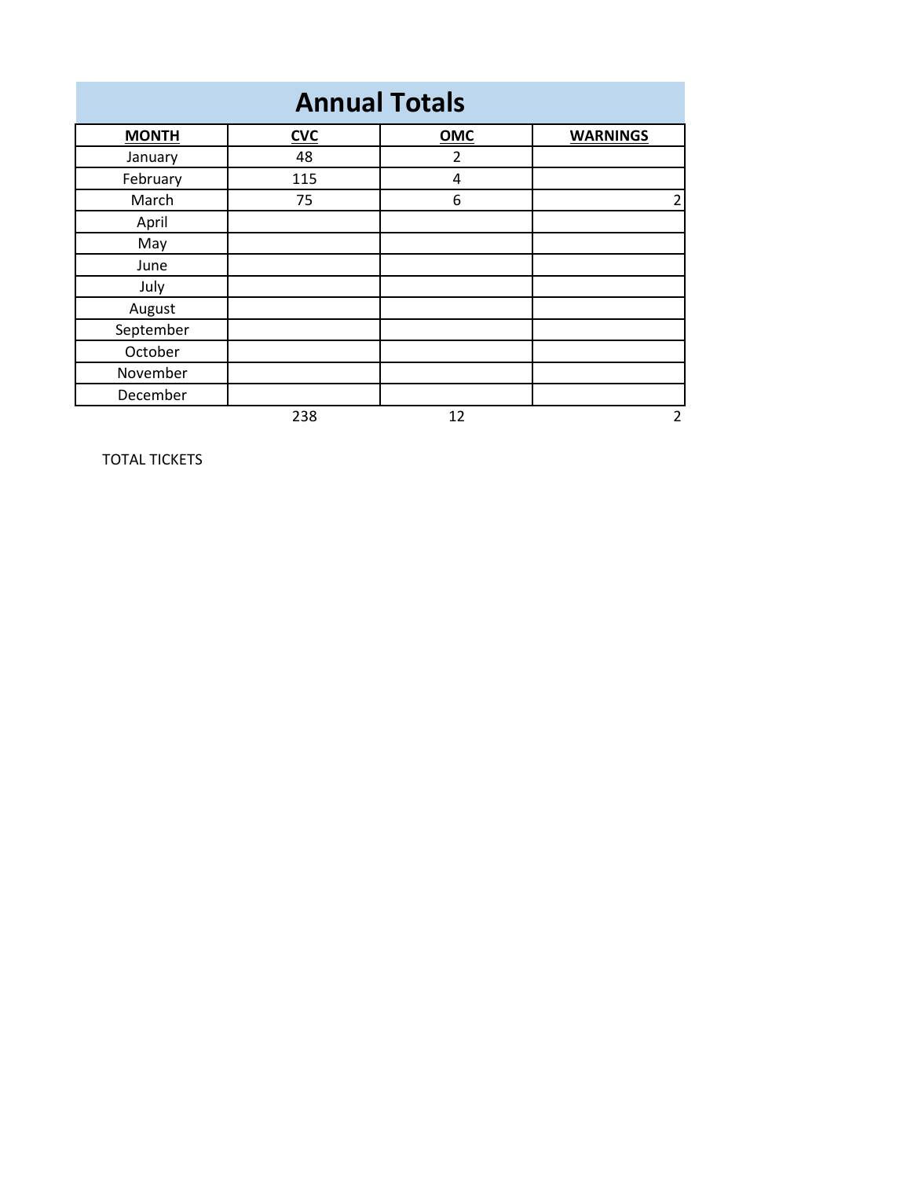# Annual Totals

| MONTH | CVC | OMC | WARNINGS |
|---|---|---|---|
| January | 48 | 2 | |
| February | 115 | 4 | |
| March | 75 | 6 | 2 |
| April | | | |
| May | | | |
| June | | | |
| July | | | |
| August | | | |
| September | | | |
| October | | | |
| November | | | |
| December | | | |
| | 238 | 12 | 2 |

TOTAL TICKETS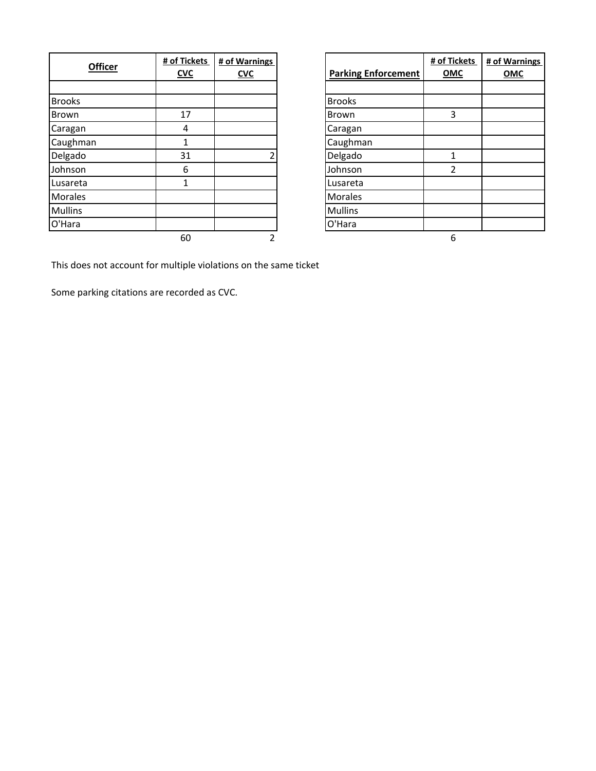| Officer | # of Tickets CVC | # of Warnings CVC |
|---|---|---|
| | | |
| Brooks | | |
| Brown | 17 | |
| Caragan | 4 | |
| Caughman | 1 | |
| Delgado | 31 | 2 |
| Johnson | 6 | |
| Lusareta | 1 | |
| Morales | | |
| Mullins | | |
| O'Hara | | |
| | 60 | 2 |

| Parking Enforcement | # of Tickets OMC | # of Warnings OMC |
|---|---|---|
| | | |
| Brooks | | |
| Brown | 3 | |
| Caragan | | |
| Caughman | | |
| Delgado | 1 | |
| Johnson | 2 | |
| Lusareta | | |
| Morales | | |
| Mullins | | |
| O'Hara | | |
| | 6 | |

This does not account for multiple violations on the same ticket

Some parking citations are recorded as CVC.